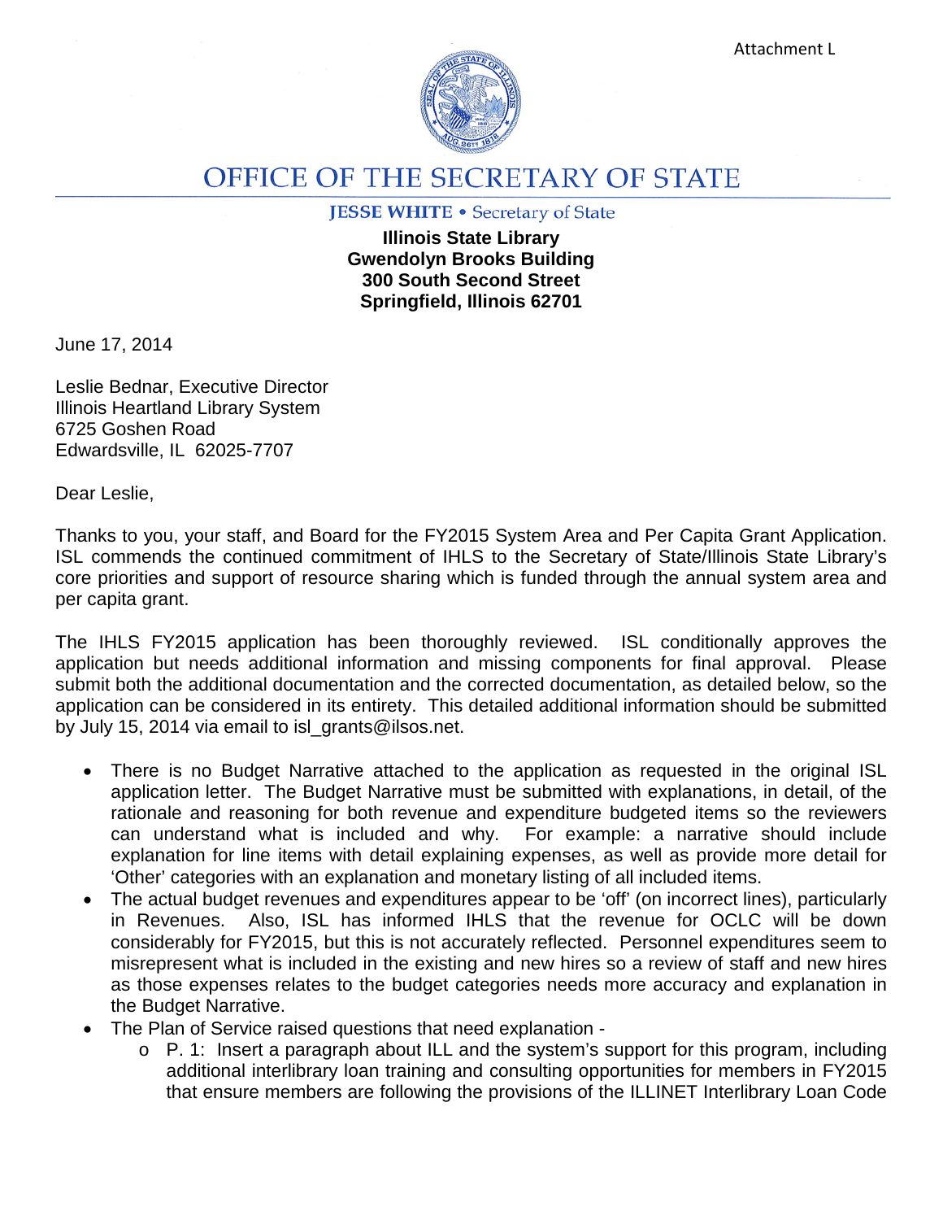Attachment L

# OFFICE OF THE SECRETARY OF STATE

**JESSE WHITE** • Secretary of State

**Illinois State Library**
**Gwendolyn Brooks Building**
**300 South Second Street**
**Springfield, Illinois 62701**

June 17, 2014

Leslie Bednar, Executive Director
Illinois Heartland Library System
6725 Goshen Road
Edwardsville, IL 62025-7707

Dear Leslie,

Thanks to you, your staff, and Board for the FY2015 System Area and Per Capita Grant Application. ISL commends the continued commitment of IHLS to the Secretary of State/Illinois State Library's core priorities and support of resource sharing which is funded through the annual system area and per capita grant.

The IHLS FY2015 application has been thoroughly reviewed. ISL conditionally approves the application but needs additional information and missing components for final approval. Please submit both the additional documentation and the corrected documentation, as detailed below, so the application can be considered in its entirety. This detailed additional information should be submitted by July 15, 2014 via email to isl_grants@ilsos.net.

- There is no Budget Narrative attached to the application as requested in the original ISL application letter. The Budget Narrative must be submitted with explanations, in detail, of the rationale and reasoning for both revenue and expenditure budgeted items so the reviewers can understand what is included and why. For example: a narrative should include explanation for line items with detail explaining expenses, as well as provide more detail for 'Other' categories with an explanation and monetary listing of all included items.
- The actual budget revenues and expenditures appear to be 'off' (on incorrect lines), particularly in Revenues. Also, ISL has informed IHLS that the revenue for OCLC will be down considerably for FY2015, but this is not accurately reflected. Personnel expenditures seem to misrepresent what is included in the existing and new hires so a review of staff and new hires as those expenses relates to the budget categories needs more accuracy and explanation in the Budget Narrative.
- The Plan of Service raised questions that need explanation -
  - P. 1: Insert a paragraph about ILL and the system's support for this program, including additional interlibrary loan training and consulting opportunities for members in FY2015 that ensure members are following the provisions of the ILLINET Interlibrary Loan Code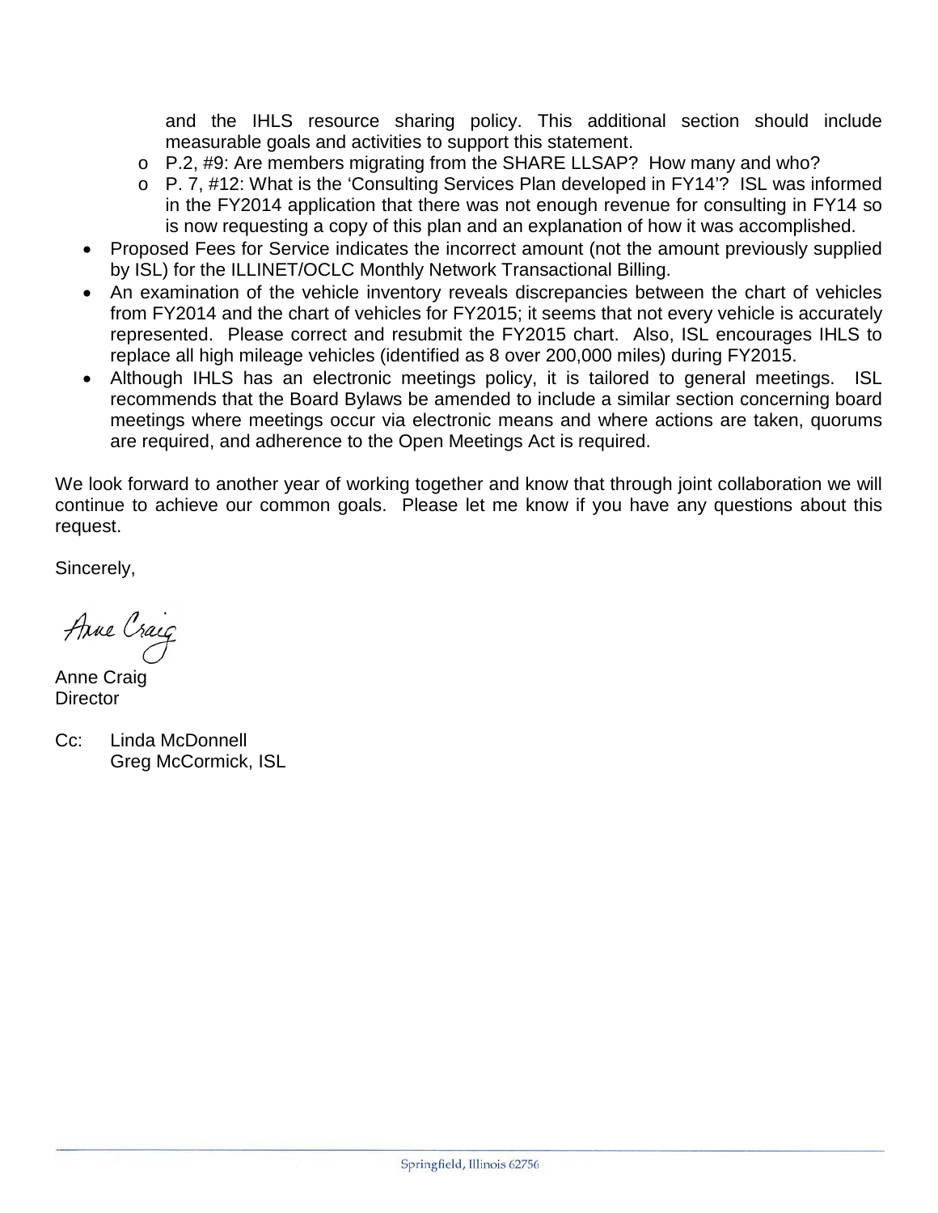and the IHLS resource sharing policy. This additional section should include measurable goals and activities to support this statement.

    - P.2, #9: Are members migrating from the SHARE LLSAP? How many and who?
    - P. 7, #12: What is the 'Consulting Services Plan developed in FY14'? ISL was informed in the FY2014 application that there was not enough revenue for consulting in FY14 so is now requesting a copy of this plan and an explanation of how it was accomplished.

- Proposed Fees for Service indicates the incorrect amount (not the amount previously supplied by ISL) for the ILLINET/OCLC Monthly Network Transactional Billing.
- An examination of the vehicle inventory reveals discrepancies between the chart of vehicles from FY2014 and the chart of vehicles for FY2015; it seems that not every vehicle is accurately represented. Please correct and resubmit the FY2015 chart. Also, ISL encourages IHLS to replace all high mileage vehicles (identified as 8 over 200,000 miles) during FY2015.
- Although IHLS has an electronic meetings policy, it is tailored to general meetings. ISL recommends that the Board Bylaws be amended to include a similar section concerning board meetings where meetings occur via electronic means and where actions are taken, quorums are required, and adherence to the Open Meetings Act is required.

We look forward to another year of working together and know that through joint collaboration we will continue to achieve our common goals. Please let me know if you have any questions about this request.

Sincerely,

Anne Craig

Anne Craig
Director

Cc: Linda McDonnell
Greg McCormick, ISL